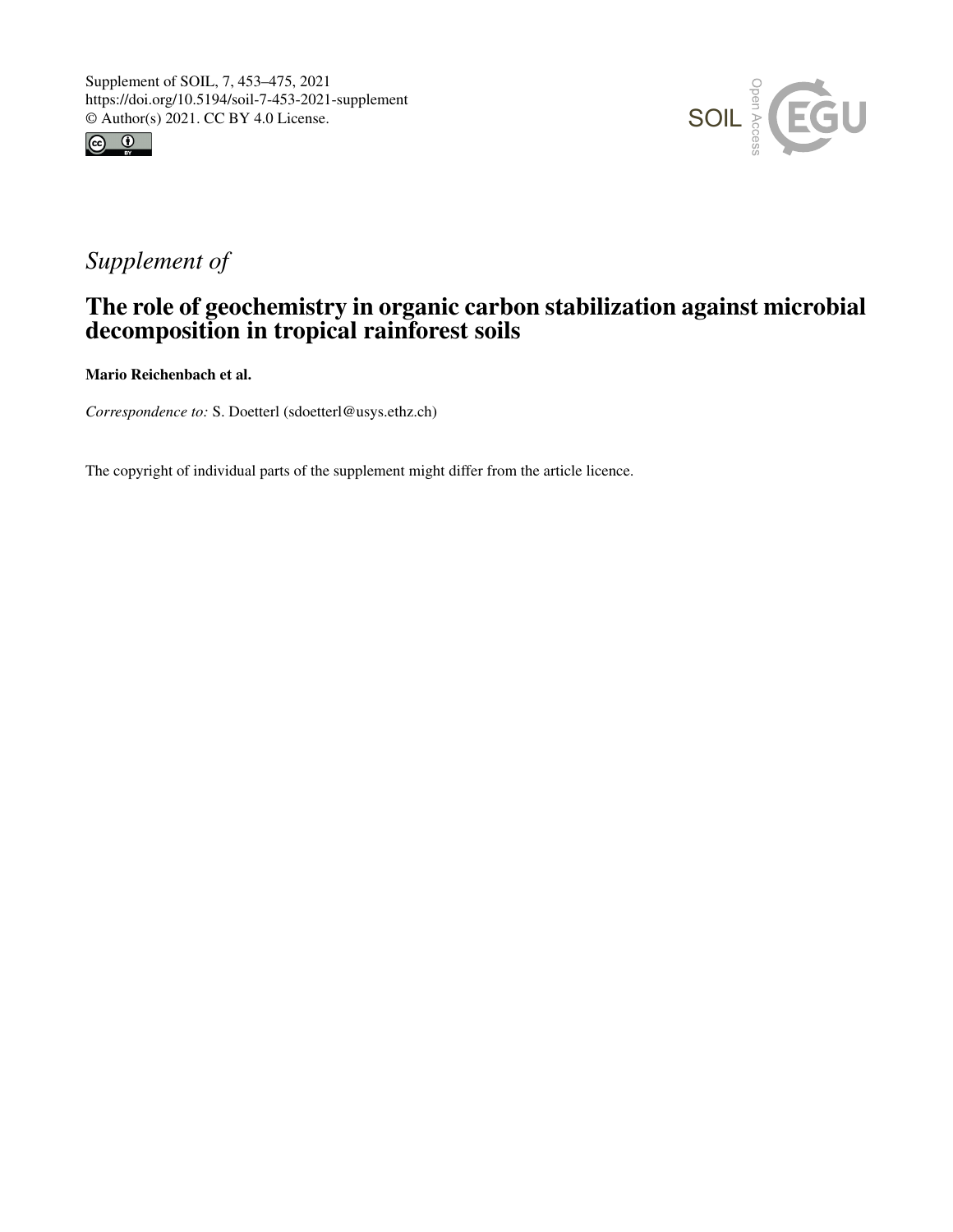Supplement of SOIL, 7, 453–475, 2021
https://doi.org/10.5194/soil-7-453-2021-supplement
© Author(s) 2021. CC BY 4.0 License.

# *Supplement of*

## The role of geochemistry in organic carbon stabilization against microbial decomposition in tropical rainforest soils

**Mario Reichenbach et al.**

*Correspondence to:* S. Doetterl (sdoetterl@usys.ethz.ch)

The copyright of individual parts of the supplement might differ from the article licence.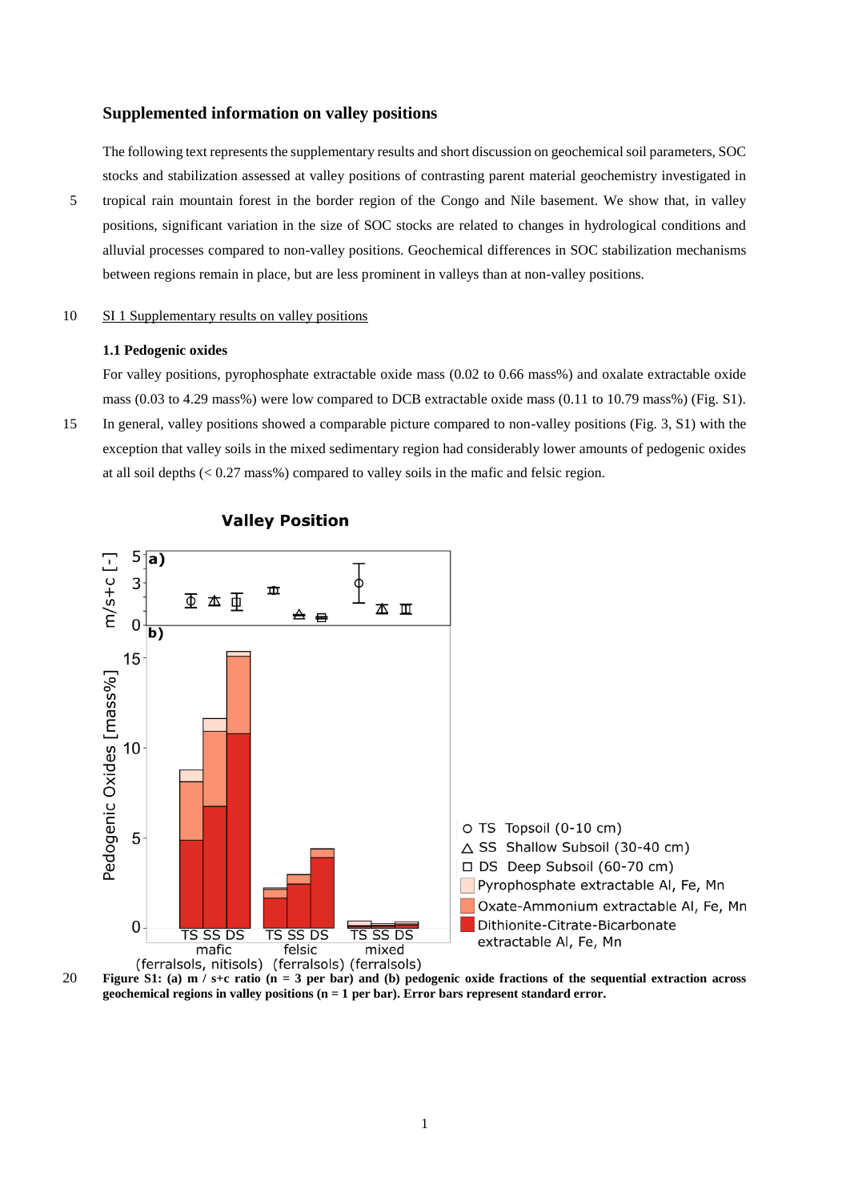## Supplemented information on valley positions

The following text represents the supplementary results and short discussion on geochemical soil parameters, SOC stocks and stabilization assessed at valley positions of contrasting parent material geochemistry investigated in tropical rain mountain forest in the border region of the Congo and Nile basement. We show that, in valley positions, significant variation in the size of SOC stocks are related to changes in hydrological conditions and alluvial processes compared to non-valley positions. Geochemical differences in SOC stabilization mechanisms between regions remain in place, but are less prominent in valleys than at non-valley positions.

SI 1 Supplementary results on valley positions

### 1.1 Pedogenic oxides

For valley positions, pyrophosphate extractable oxide mass (0.02 to 0.66 mass%) and oxalate extractable oxide mass (0.03 to 4.29 mass%) were low compared to DCB extractable oxide mass (0.11 to 10.79 mass%) (Fig. S1). In general, valley positions showed a comparable picture compared to non-valley positions (Fig. 3, S1) with the exception that valley soils in the mixed sedimentary region had considerably lower amounts of pedogenic oxides at all soil depths (< 0.27 mass%) compared to valley soils in the mafic and felsic region.

**Figure S1: (a) m / s+c ratio (n = 3 per bar) and (b) pedogenic oxide fractions of the sequential extraction across geochemical regions in valley positions (n = 1 per bar). Error bars represent standard error.**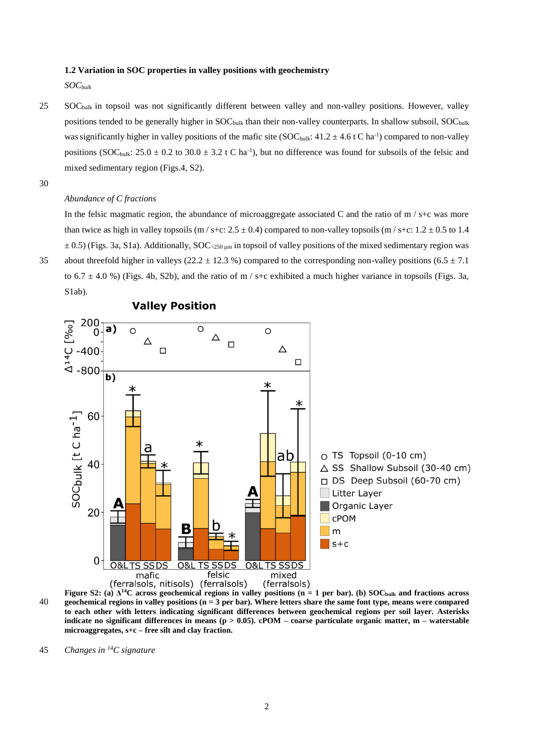### 1.2 Variation in SOC properties in valley positions with geochemistry

*$SOC_{bulk}$*

$SOC_{bulk}$ in topsoil was not significantly different between valley and non-valley positions. However, valley positions tended to be generally higher in $SOC_{bulk}$ than their non-valley counterparts. In shallow subsoil, $SOC_{bulk}$ was significantly higher in valley positions of the mafic site ($SOC_{bulk}$: 41.2 ± 4.6 t C ha$^{-1}$) compared to non-valley positions ($SOC_{bulk}$: 25.0 ± 0.2 to 30.0 ± 3.2 t C ha$^{-1}$), but no difference was found for subsoils of the felsic and mixed sedimentary region (Figs.4, S2).

*Abundance of C fractions*

In the felsic magmatic region, the abundance of microaggregate associated C and the ratio of m / s+c was more than twice as high in valley topsoils (m / s+c: 2.5 ± 0.4) compared to non-valley topsoils (m / s+c: 1.2 ± 0.5 to 1.4 ± 0.5) (Figs. 3a, S1a). Additionally, $SOC_{>250\ \mu m}$ in topsoil of valley positions of the mixed sedimentary region was about threefold higher in valleys (22.2 ± 12.3 %) compared to the corresponding non-valley positions (6.5 ± 7.1 to 6.7 ± 4.0 %) (Figs. 4b, S2b), and the ratio of m / s+c exhibited a much higher variance in topsoils (Figs. 3a, S1ab).

**Figure S2: (a) $\Delta^{14}C$ across geochemical regions in valley positions (n = 1 per bar). (b) $SOC_{bulk}$ and fractions across geochemical regions in valley positions (n = 3 per bar). Where letters share the same font type, means were compared to each other with letters indicating significant differences between geochemical regions per soil layer. Asterisks indicate no significant differences in means (p > 0.05). cPOM – coarse particulate organic matter, m – waterstable microaggregates, s+c – free silt and clay fraction.**

*Changes in $^{14}C$ signature*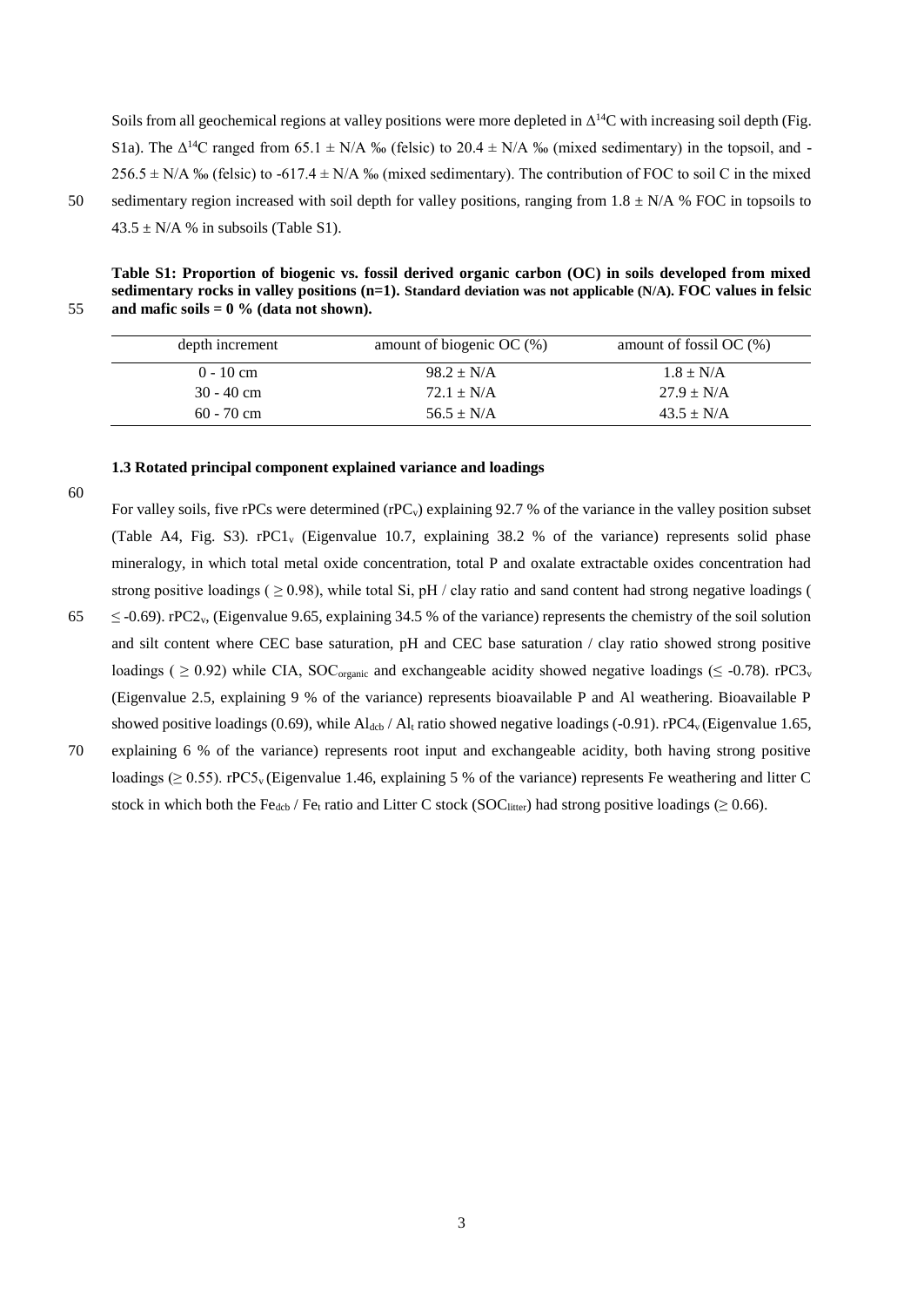Soils from all geochemical regions at valley positions were more depleted in $\Delta^{14}C$ with increasing soil depth (Fig. S1a). The $\Delta^{14}C$ ranged from 65.1 ± N/A ‰ (felsic) to 20.4 ± N/A ‰ (mixed sedimentary) in the topsoil, and -256.5 ± N/A ‰ (felsic) to -617.4 ± N/A ‰ (mixed sedimentary). The contribution of FOC to soil C in the mixed sedimentary region increased with soil depth for valley positions, ranging from 1.8 ± N/A % FOC in topsoils to 43.5 ± N/A % in subsoils (Table S1).

**Table S1: Proportion of biogenic vs. fossil derived organic carbon (OC) in soils developed from mixed sedimentary rocks in valley positions (n=1). Standard deviation was not applicable (N/A). FOC values in felsic and mafic soils = 0 % (data not shown).**

| depth increment | amount of biogenic OC (%) | amount of fossil OC (%) |
|---|---|---|
| 0 - 10 cm | 98.2 ± N/A | 1.8 ± N/A |
| 30 - 40 cm | 72.1 ± N/A | 27.9 ± N/A |
| 60 - 70 cm | 56.5 ± N/A | 43.5 ± N/A |

### 1.3 Rotated principal component explained variance and loadings

For valley soils, five rPCs were determined ($rPC_v$) explaining 92.7 % of the variance in the valley position subset (Table A4, Fig. S3). $rPC1_v$ (Eigenvalue 10.7, explaining 38.2 % of the variance) represents solid phase mineralogy, in which total metal oxide concentration, total P and oxalate extractable oxides concentration had strong positive loadings ( $\geq 0.98$), while total Si, pH / clay ratio and sand content had strong negative loadings ( $\leq -0.69$). $rPC2_v$, (Eigenvalue 9.65, explaining 34.5 % of the variance) represents the chemistry of the soil solution and silt content where CEC base saturation, pH and CEC base saturation / clay ratio showed strong positive loadings ( $\geq 0.92$) while CIA, $SOC_{organic}$ and exchangeable acidity showed negative loadings ($\leq -0.78$). $rPC3_v$ (Eigenvalue 2.5, explaining 9 % of the variance) represents bioavailable P and Al weathering. Bioavailable P showed positive loadings (0.69), while $Al_{dcb}$ / $Al_t$ ratio showed negative loadings (-0.91). $rPC4_v$ (Eigenvalue 1.65, explaining 6 % of the variance) represents root input and exchangeable acidity, both having strong positive loadings ($\geq 0.55$). $rPC5_v$ (Eigenvalue 1.46, explaining 5 % of the variance) represents Fe weathering and litter C stock in which both the $Fe_{dcb}$ / $Fe_t$ ratio and Litter C stock ($SOC_{litter}$) had strong positive loadings ($\geq 0.66$).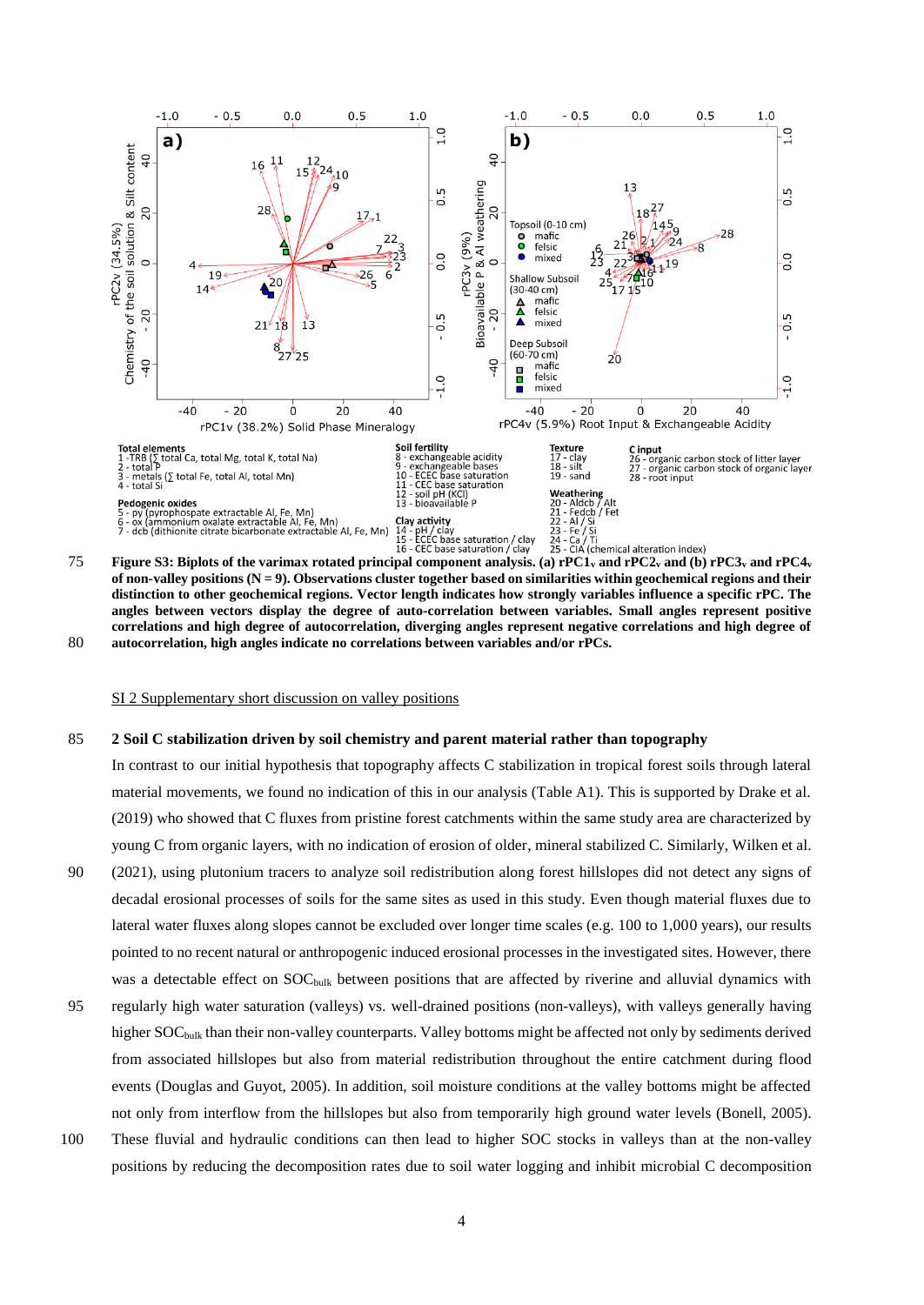Total elements
1 -TRB (∑ total Ca, total Mg, total K, total Na)
2 - total P
3 - metals (∑ total Fe, total Al, total Mn)
4 - total Si

Pedogenic oxides
5 - py (pyrophospate extractable Al, Fe, Mn)
6 - ox (ammonium oxalate extractable Al, Fe, Mn)
7 - dcb (dithionite citrate bicarbonate extractable Al, Fe, Mn)

Soil fertility
8 - exchangeable acidity
9 - exchangeable bases
10 - ECEC base saturation
11 - CEC base saturation
12 - soil pH (KCl)
13 - bioavailable P

Clay activity
14 - pH / clay
15 - ECEC base saturation / clay
16 - CEC base saturation / clay

Texture
17 - clay
18 - silt
19 - sand

Weathering
20 - Aldcb / Alt
21 - Fedcb / Fet
22 - Al / Si
23 - Fe / Si
24 - Ca / Ti
25 - CIA (chemical alteration index)

C input
26 - organic carbon stock of litter layer
27 - organic carbon stock of organic layer
28 - root input

**Figure S3: Biplots of the varimax rotated principal component analysis. (a) $rPC1_v$ and $rPC2_v$ and (b) $rPC3_v$ and $rPC4_v$ of non-valley positions (N = 9). Observations cluster together based on similarities within geochemical regions and their distinction to other geochemical regions. Vector length indicates how strongly variables influence a specific rPC. The angles between vectors display the degree of auto-correlation between variables. Small angles represent positive correlations and high degree of autocorrelation, diverging angles represent negative correlations and high degree of autocorrelation, high angles indicate no correlations between variables and/or rPCs.**

SI 2 Supplementary short discussion on valley positions

## 2 Soil C stabilization driven by soil chemistry and parent material rather than topography

In contrast to our initial hypothesis that topography affects C stabilization in tropical forest soils through lateral material movements, we found no indication of this in our analysis (Table A1). This is supported by Drake et al. (2019) who showed that C fluxes from pristine forest catchments within the same study area are characterized by young C from organic layers, with no indication of erosion of older, mineral stabilized C. Similarly, Wilken et al. (2021), using plutonium tracers to analyze soil redistribution along forest hillslopes did not detect any signs of decadal erosional processes of soils for the same sites as used in this study. Even though material fluxes due to lateral water fluxes along slopes cannot be excluded over longer time scales (e.g. 100 to 1,000 years), our results pointed to no recent natural or anthropogenic induced erosional processes in the investigated sites. However, there was a detectable effect on $SOC_{bulk}$ between positions that are affected by riverine and alluvial dynamics with regularly high water saturation (valleys) vs. well-drained positions (non-valleys), with valleys generally having higher $SOC_{bulk}$ than their non-valley counterparts. Valley bottoms might be affected not only by sediments derived from associated hillslopes but also from material redistribution throughout the entire catchment during flood events (Douglas and Guyot, 2005). In addition, soil moisture conditions at the valley bottoms might be affected not only from interflow from the hillslopes but also from temporarily high ground water levels (Bonell, 2005). These fluvial and hydraulic conditions can then lead to higher SOC stocks in valleys than at the non-valley positions by reducing the decomposition rates due to soil water logging and inhibit microbial C decomposition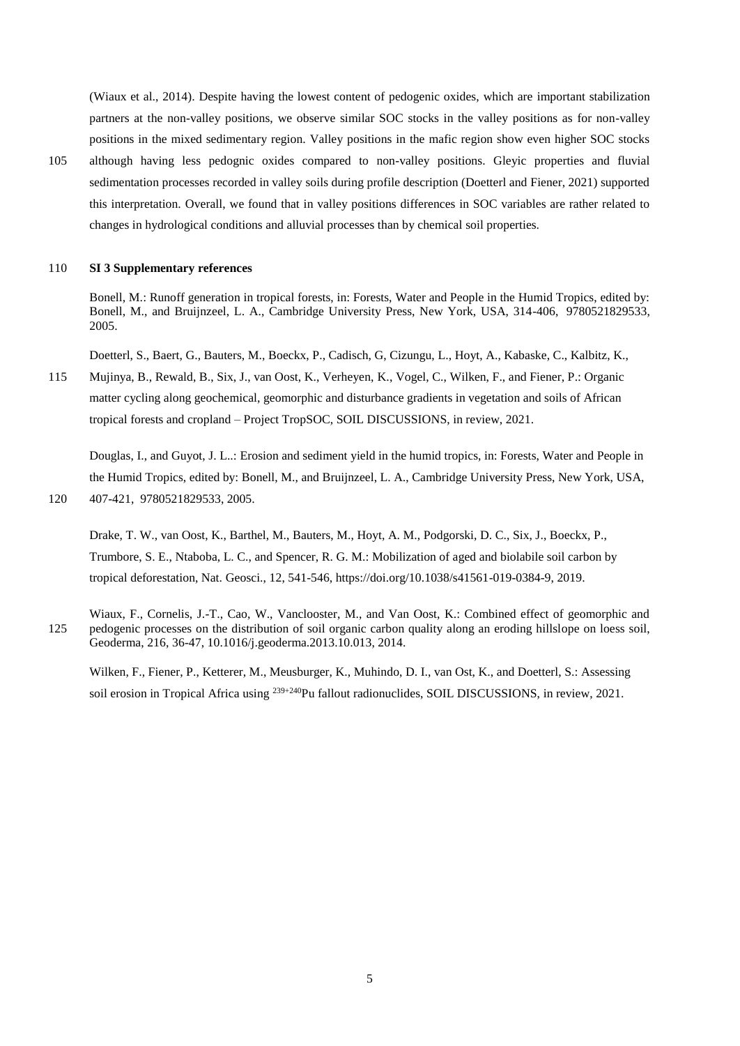(Wiaux et al., 2014). Despite having the lowest content of pedogenic oxides, which are important stabilization partners at the non-valley positions, we observe similar SOC stocks in the valley positions as for non-valley positions in the mixed sedimentary region. Valley positions in the mafic region show even higher SOC stocks although having less pedognic oxides compared to non-valley positions. Gleyic properties and fluvial sedimentation processes recorded in valley soils during profile description (Doetterl and Fiener, 2021) supported this interpretation. Overall, we found that in valley positions differences in SOC variables are rather related to changes in hydrological conditions and alluvial processes than by chemical soil properties.

## SI 3 Supplementary references

Bonell, M.: Runoff generation in tropical forests, in: Forests, Water and People in the Humid Tropics, edited by: Bonell, M., and Bruijnzeel, L. A., Cambridge University Press, New York, USA, 314-406, 9780521829533, 2005.

Doetterl, S., Baert, G., Bauters, M., Boeckx, P., Cadisch, G, Cizungu, L., Hoyt, A., Kabaske, C., Kalbitz, K., Mujinya, B., Rewald, B., Six, J., van Oost, K., Verheyen, K., Vogel, C., Wilken, F., and Fiener, P.: Organic matter cycling along geochemical, geomorphic and disturbance gradients in vegetation and soils of African tropical forests and cropland – Project TropSOC, SOIL DISCUSSIONS, in review, 2021.

Douglas, I., and Guyot, J. L..: Erosion and sediment yield in the humid tropics, in: Forests, Water and People in the Humid Tropics, edited by: Bonell, M., and Bruijnzeel, L. A., Cambridge University Press, New York, USA, 407-421, 9780521829533, 2005.

Drake, T. W., van Oost, K., Barthel, M., Bauters, M., Hoyt, A. M., Podgorski, D. C., Six, J., Boeckx, P., Trumbore, S. E., Ntaboba, L. C., and Spencer, R. G. M.: Mobilization of aged and biolabile soil carbon by tropical deforestation, Nat. Geosci., 12, 541-546, https://doi.org/10.1038/s41561-019-0384-9, 2019.

Wiaux, F., Cornelis, J.-T., Cao, W., Vanclooster, M., and Van Oost, K.: Combined effect of geomorphic and pedogenic processes on the distribution of soil organic carbon quality along an eroding hillslope on loess soil, Geoderma, 216, 36-47, 10.1016/j.geoderma.2013.10.013, 2014.

Wilken, F., Fiener, P., Ketterer, M., Meusburger, K., Muhindo, D. I., van Ost, K., and Doetterl, S.: Assessing soil erosion in Tropical Africa using $^{239+240}$Pu fallout radionuclides, SOIL DISCUSSIONS, in review, 2021.